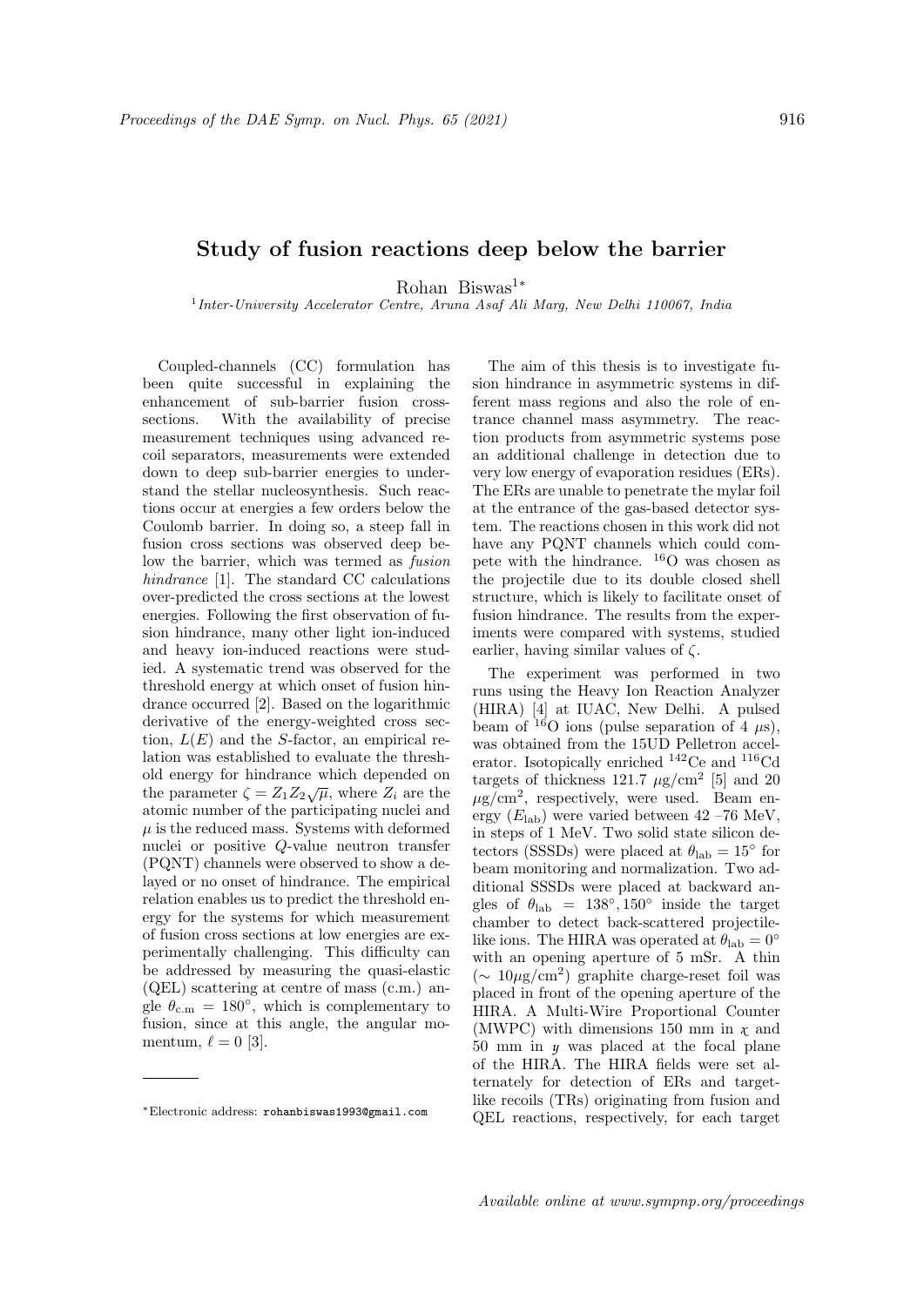# Study of fusion reactions deep below the barrier

Rohan Biswas[1*]

[1] *Inter-University Accelerator Centre, Aruna Asaf Ali Marg, New Delhi 110067, India*

Coupled-channels (CC) formulation has been quite successful in explaining the enhancement of sub-barrier fusion cross-sections. With the availability of precise measurement techniques using advanced recoil separators, measurements were extended down to deep sub-barrier energies to understand the stellar nucleosynthesis. Such reactions occur at energies a few orders below the Coulomb barrier. In doing so, a steep fall in fusion cross sections was observed deep below the barrier, which was termed as *fusion hindrance* [1]. The standard CC calculations over-predicted the cross sections at the lowest energies. Following the first observation of fusion hindrance, many other light ion-induced and heavy ion-induced reactions were studied. A systematic trend was observed for the threshold energy at which onset of fusion hindrance occurred [2]. Based on the logarithmic derivative of the energy-weighted cross section, $L(E)$ and the $S$-factor, an empirical relation was established to evaluate the threshold energy for hindrance which depended on the parameter $\zeta = Z_1 Z_2 \sqrt{\mu}$, where $Z_i$ are the atomic number of the participating nuclei and $\mu$ is the reduced mass. Systems with deformed nuclei or positive $Q$-value neutron transfer (PQNT) channels were observed to show a delayed or no onset of hindrance. The empirical relation enables us to predict the threshold energy for the systems for which measurement of fusion cross sections at low energies are experimentally challenging. This difficulty can be addressed by measuring the quasi-elastic (QEL) scattering at centre of mass (c.m.) angle $\theta_{\rm c.m} = 180^\circ$, which is complementary to fusion, since at this angle, the angular momentum, $\ell = 0$ [3].

The aim of this thesis is to investigate fusion hindrance in asymmetric systems in different mass regions and also the role of entrance channel mass asymmetry. The reaction products from asymmetric systems pose an additional challenge in detection due to very low energy of evaporation residues (ERs). The ERs are unable to penetrate the mylar foil at the entrance of the gas-based detector system. The reactions chosen in this work did not have any PQNT channels which could compete with the hindrance. $^{16}$O was chosen as the projectile due to its double closed shell structure, which is likely to facilitate onset of fusion hindrance. The results from the experiments were compared with systems, studied earlier, having similar values of $\zeta$.

The experiment was performed in two runs using the Heavy Ion Reaction Analyzer (HIRA) [4] at IUAC, New Delhi. A pulsed beam of $^{16}$O ions (pulse separation of 4 $\mu$s), was obtained from the 15UD Pelletron accelerator. Isotopically enriched $^{142}$Ce and $^{116}$Cd targets of thickness 121.7 $\mu$g/cm$^2$ [5] and 20 $\mu$g/cm$^2$, respectively, were used. Beam energy ($E_{\rm lab}$) were varied between 42 –76 MeV, in steps of 1 MeV. Two solid state silicon detectors (SSSDs) were placed at $\theta_{\rm lab} = 15^\circ$ for beam monitoring and normalization. Two additional SSSDs were placed at backward angles of $\theta_{\rm lab} = 138^\circ, 150^\circ$ inside the target chamber to detect back-scattered projectile-like ions. The HIRA was operated at $\theta_{\rm lab} = 0^\circ$ with an opening aperture of 5 mSr. A thin ($\sim 10\mu$g/cm$^2$) graphite charge-reset foil was placed in front of the opening aperture of the HIRA. A Multi-Wire Proportional Counter (MWPC) with dimensions 150 mm in $x$ and 50 mm in $y$ was placed at the focal plane of the HIRA. The HIRA fields were set alternately for detection of ERs and target-like recoils (TRs) originating from fusion and QEL reactions, respectively, for each target

*Electronic address: rohanbiswas1993@gmail.com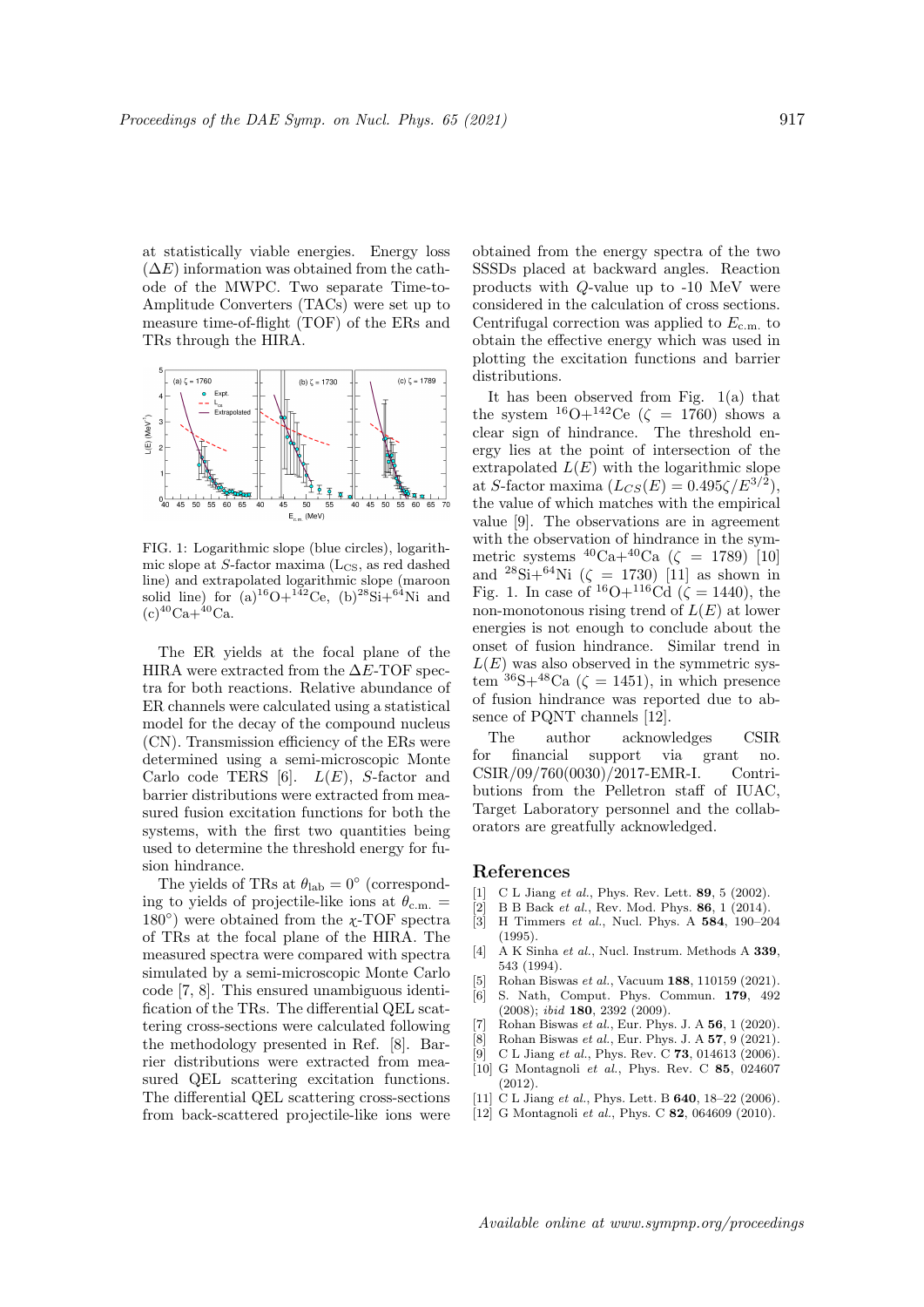at statistically viable energies. Energy loss ($\Delta E$) information was obtained from the cathode of the MWPC. Two separate Time-to-Amplitude Converters (TACs) were set up to measure time-of-flight (TOF) of the ERs and TRs through the HIRA.

(a) $\zeta$ = 1760
(b) $\zeta$ = 1730
(c) $\zeta$ = 1789
Expt.
$L_{cs}$
Extrapolated
L(E) (MeV$^{-1}$)
$E_{c.m.}$ (MeV)

FIG. 1: Logarithmic slope (blue circles), logarithmic slope at $S$-factor maxima ($L_{CS}$, as red dashed line) and extrapolated logarithmic slope (maroon solid line) for (a)$^{16}$O+$^{142}$Ce, (b)$^{28}$Si+$^{64}$Ni and (c)$^{40}$Ca+$^{40}$Ca.

The ER yields at the focal plane of the HIRA were extracted from the $\Delta E$-TOF spectra for both reactions. Relative abundance of ER channels were calculated using a statistical model for the decay of the compound nucleus (CN). Transmission efficiency of the ERs were determined using a semi-microscopic Monte Carlo code TERS [6]. $L(E)$, $S$-factor and barrier distributions were extracted from measured fusion excitation functions for both the systems, with the first two quantities being used to determine the threshold energy for fusion hindrance.

The yields of TRs at $\theta_{\rm lab} = 0^\circ$ (corresponding to yields of projectile-like ions at $\theta_{\rm c.m.} = 180^\circ$) were obtained from the $\chi$-TOF spectra of TRs at the focal plane of the HIRA. The measured spectra were compared with spectra simulated by a semi-microscopic Monte Carlo code [7, 8]. This ensured unambiguous identification of the TRs. The differential QEL scattering cross-sections were calculated following the methodology presented in Ref. [8]. Barrier distributions were extracted from measured QEL scattering excitation functions. The differential QEL scattering cross-sections from back-scattered projectile-like ions were obtained from the energy spectra of the two SSSDs placed at backward angles. Reaction products with $Q$-value up to -10 MeV were considered in the calculation of cross sections. Centrifugal correction was applied to $E_{\rm c.m.}$ to obtain the effective energy which was used in plotting the excitation functions and barrier distributions.

It has been observed from Fig. 1(a) that the system $^{16}$O+$^{142}$Ce ($\zeta$ = 1760) shows a clear sign of hindrance. The threshold energy lies at the point of intersection of the extrapolated $L(E)$ with the logarithmic slope at $S$-factor maxima ($L_{CS}(E) = 0.495\zeta/E^{3/2}$), the value of which matches with the empirical value [9]. The observations are in agreement with the observation of hindrance in the symmetric systems $^{40}$Ca+$^{40}$Ca ($\zeta$ = 1789) [10] and $^{28}$Si+$^{64}$Ni ($\zeta$ = 1730) [11] as shown in Fig. 1. In case of $^{16}$O+$^{116}$Cd ($\zeta$ = 1440), the non-monotonous rising trend of $L(E)$ at lower energies is not enough to conclude about the onset of fusion hindrance. Similar trend in $L(E)$ was also observed in the symmetric system $^{36}$S+$^{48}$Ca ($\zeta$ = 1451), in which presence of fusion hindrance was reported due to absence of PQNT channels [12].

The author acknowledges CSIR for financial support via grant no. CSIR/09/760(0030)/2017-EMR-I. Contributions from the Pelletron staff of IUAC, Target Laboratory personnel and the collaborators are greatfully acknowledged.

## References

[1] C L Jiang *et al.*, Phys. Rev. Lett. **89**, 5 (2002).
[2] B B Back *et al.*, Rev. Mod. Phys. **86**, 1 (2014).
[3] H Timmers *et al.*, Nucl. Phys. A **584**, 190–204 (1995).
[4] A K Sinha *et al.*, Nucl. Instrum. Methods A **339**, 543 (1994).
[5] Rohan Biswas *et al.*, Vacuum **188**, 110159 (2021).
[6] S. Nath, Comput. Phys. Commun. **179**, 492 (2008); *ibid* **180**, 2392 (2009).
[7] Rohan Biswas *et al.*, Eur. Phys. J. A **56**, 1 (2020).
[8] Rohan Biswas *et al.*, Eur. Phys. J. A **57**, 9 (2021).
[9] C L Jiang *et al.*, Phys. Rev. C **73**, 014613 (2006).
[10] G Montagnoli *et al.*, Phys. Rev. C **85**, 024607 (2012).
[11] C L Jiang *et al.*, Phys. Lett. B **640**, 18–22 (2006).
[12] G Montagnoli *et al.*, Phys. C **82**, 064609 (2010).